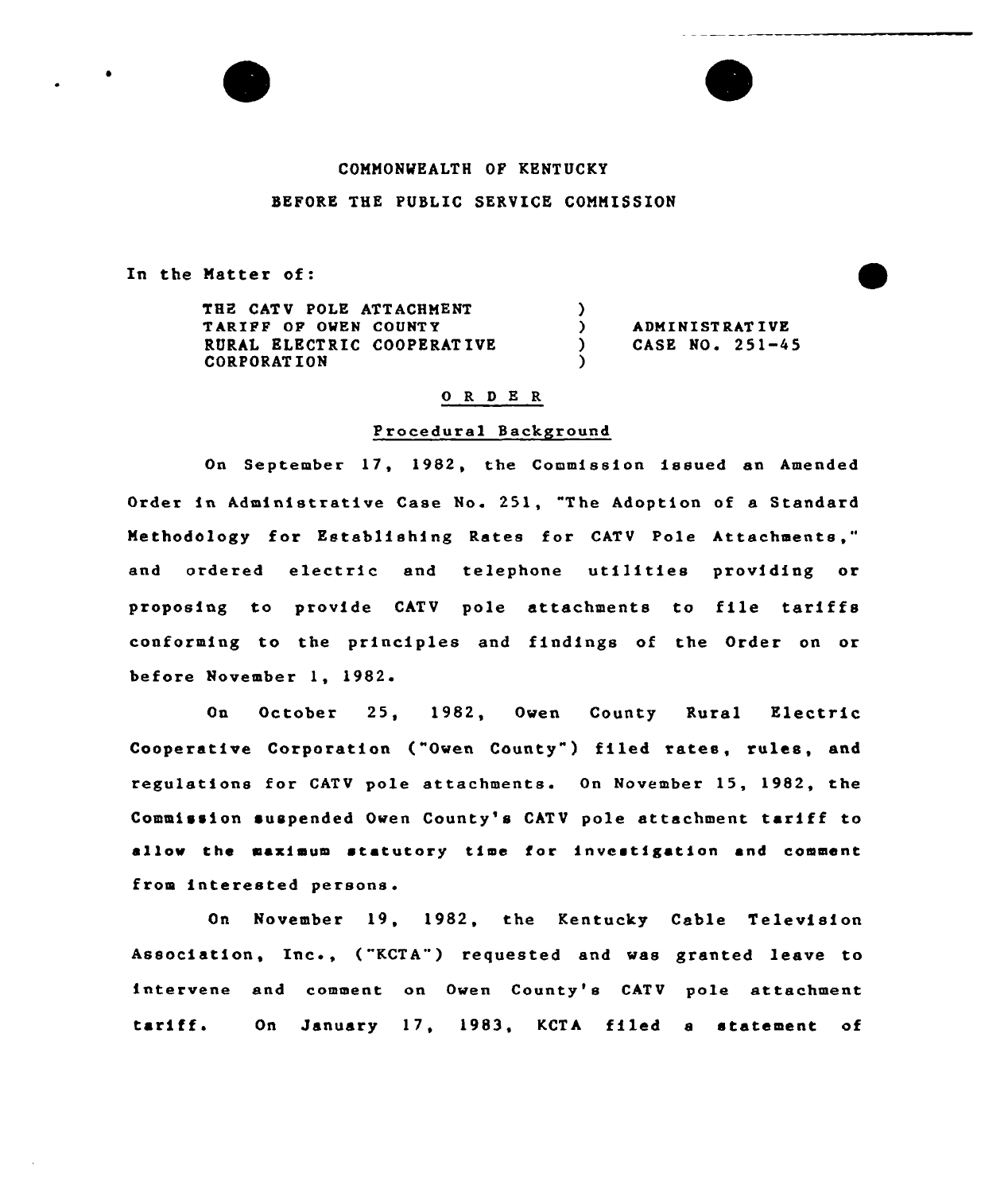COMMONWEALTH OF KENTUCKY

BEFORE THE PUBLIC SERVICE COMMISSION

In the Matter of:

| | | |
|---|---|---|
| THE CATV POLE ATTACHMENT TARIFF OF OWEN COUNTY RURAL ELECTRIC COOPERATIVE CORPORATION | ) ) ) ) | ADMINISTRATIVE CASE NO. 251-45 |

## O R D E R

### Procedural Background

On September 17, 1982, the Commission issued an Amended Order in Administrative Case No. 251, "The Adoption of a Standard Methodology for Establishing Rates for CATV Pole Attachments," and ordered electric and telephone utilities providing or proposing to provide CATV pole attachments to file tariffs conforming to the principles and findings of the Order on or before November 1, 1982.

On October 25, 1982, Owen County Rural Electric Cooperative Corporation ("Owen County") filed rates, rules, and regulations for CATV pole attachments. On November 15, 1982, the Commission suspended Owen County's CATV pole attachment tariff to allow the maximum statutory time for investigation and comment from interested persons.

On November 19, 1982, the Kentucky Cable Television Association, Inc., ("KCTA") requested and was granted leave to intervene and comment on Owen County's CATV pole attachment tariff. On January 17, 1983, KCTA filed a statement of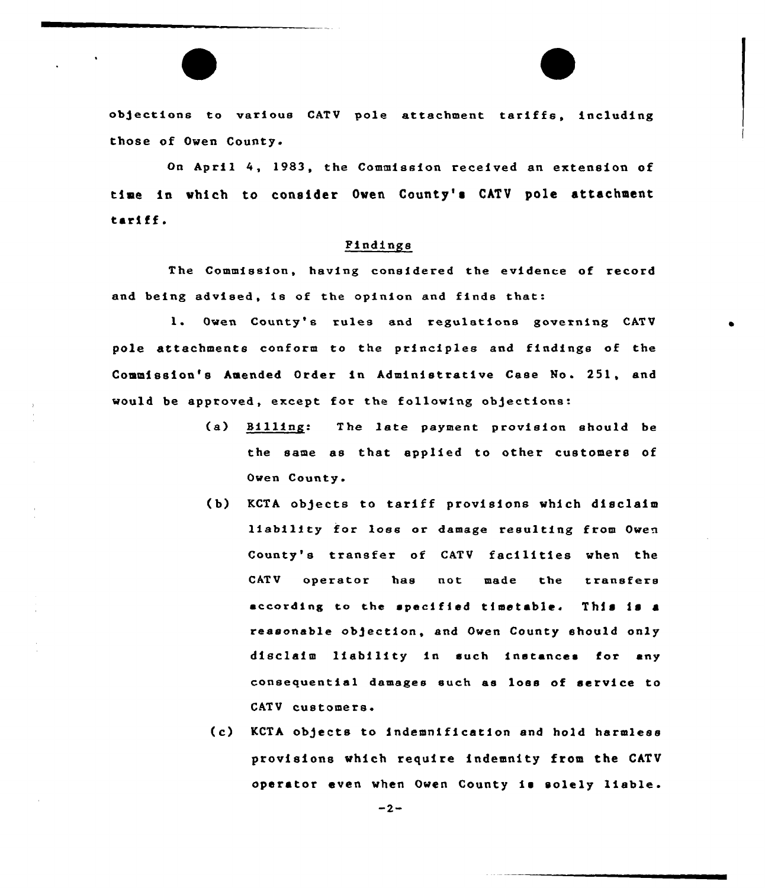objections to various CATV pole attachment tariffs, including those of Owen County.

On April 4, 1983, the Commission received an extension of time in which to consider Owen County's CATV pole attachment tariff.

## Findings

The Commission, having considered the evidence of record and being advised, is of the opinion and finds that:

1. Owen County's rules and regulations governing CATV pole attachments conform to the principles and findings of the Commission's Amended Order in Administrative Case No. 251, and would be approved, except for the following objections:

   (a) Billing: The late payment provision should be the same as that applied to other customers of Owen County.

   (b) KCTA objects to tariff provisions which disclaim liability for loss or damage resulting from Owen County's transfer of CATV facilities when the CATV operator has not made the transfers according to the specified timetable. This is a reasonable objection, and Owen County should only disclaim liability in such instances for any consequential damages such as loss of service to CATV customers.

   (c) KCTA objects to indemnification and hold harmless provisions which require indemnity from the CATV operator even when Owen County is solely liable.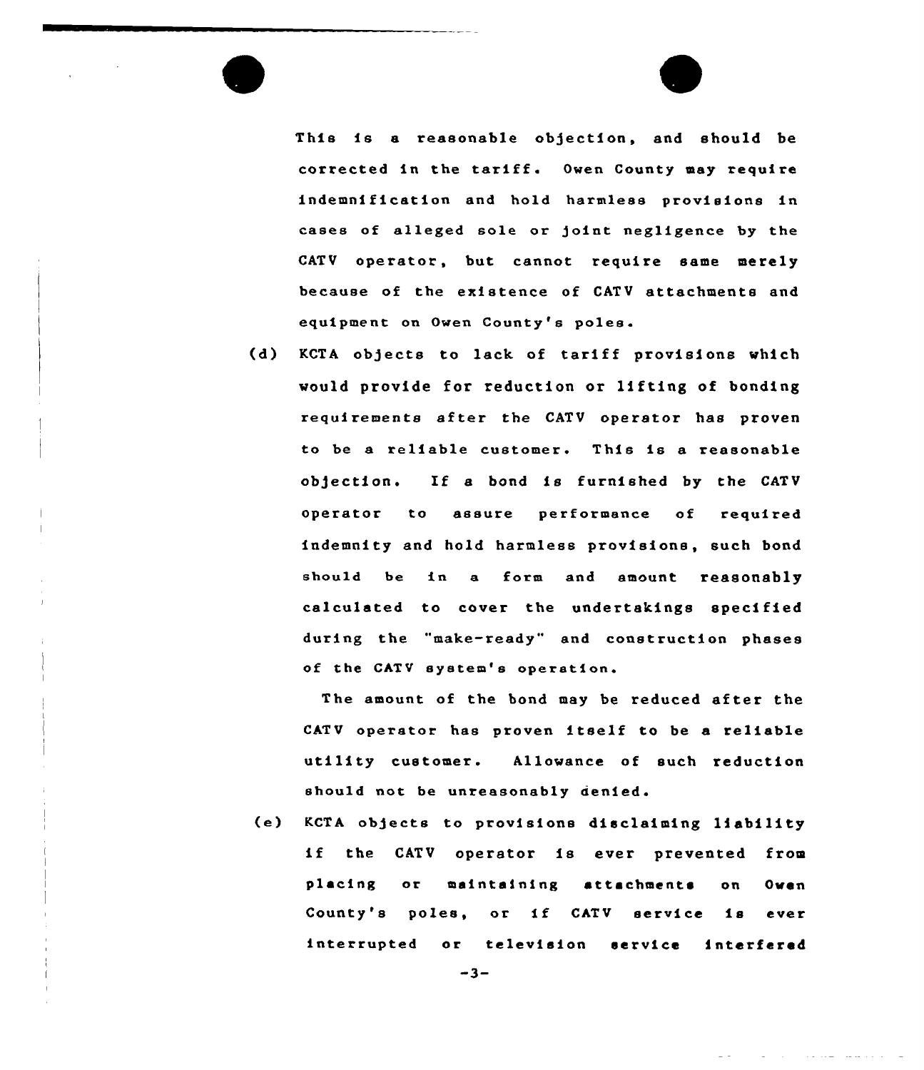This is a reasonable objection, and should be corrected in the tariff. Owen County may require indemnification and hold harmless provisions in cases of alleged sole or joint negligence by the CATV operator, but cannot require same merely because of the existence of CATV attachments and equipment on Owen County's poles.

(d) KCTA objects to lack of tariff provisions which would provide for reduction or lifting of bonding requirements after the CATV operator has proven to be a reliable customer. This is a reasonable objection. If a bond is furnished by the CATV operator to assure performance of required indemnity and hold harmless provisions, such bond should be in a form and amount reasonably calculated to cover the undertakings specified during the "make-ready" and construction phases of the CATV system's operation.

The amount of the bond may be reduced after the CATV operator has proven itself to be a reliable utility customer. Allowance of such reduction should not be unreasonably denied.

(e) KCTA objects to provisions disclaiming liability if the CATV operator is ever prevented from placing or maintaining attachments on Owen County's poles, or if CATV service is ever interrupted or television service interfered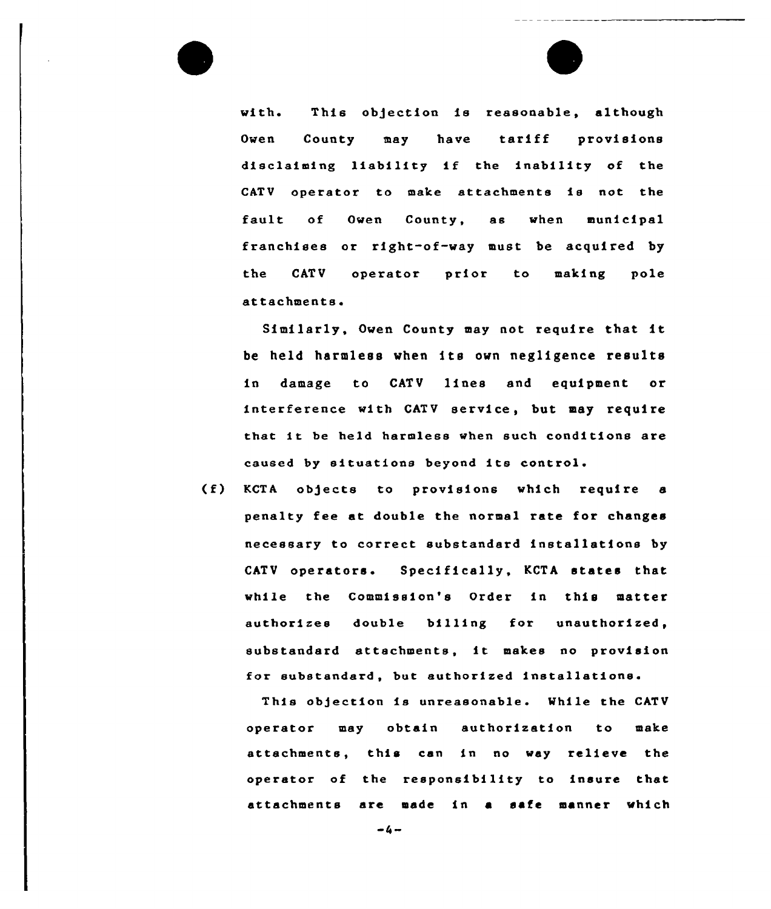with. This objection is reasonable, although Owen County may have tariff provisions disclaiming liability if the inability of the CATV operator to make attachments is not the fault of Owen County, as when municipal franchises or right-of-way must be acquired by the CATV operator prior to making pole attachments.

Similarly, Owen County may not require that it be held harmless when its own negligence results in damage to CATV lines and equipment or interference with CATV service, but may require that it be held harmless when such conditions are caused by situations beyond its control.

(f) KCTA objects to provisions which require a penalty fee at double the normal rate for changes necessary to correct substandard installations by CATV operators. Specifically, KCTA states that while the Commission's Order in this matter authorizes double billing for unauthorized, substandard attachments, it makes no provision for substandard, but authorized installations.

This objection is unreasonable. While the CATV operator may obtain authorization to make attachments, this can in no way relieve the operator of the responsibility to insure that attachments are made in a safe manner which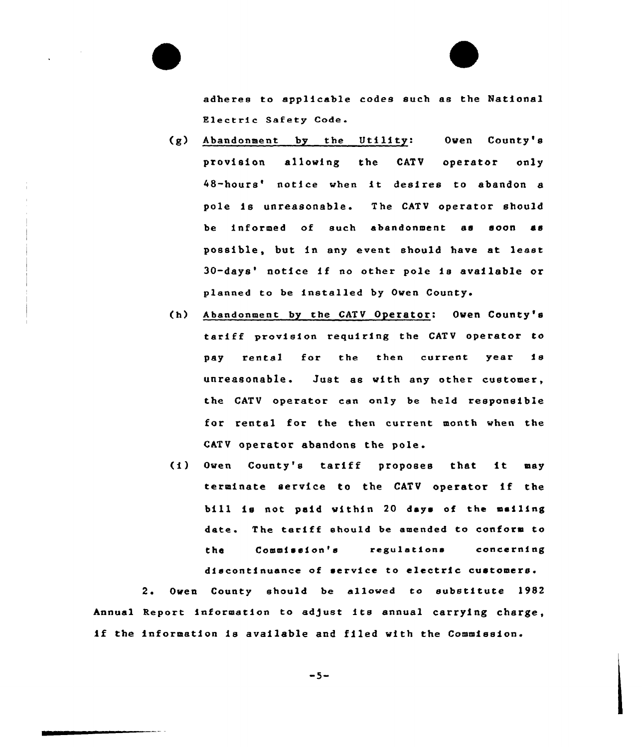adheres to applicable codes such as the National Electric Safety Code.

(g) Abandonment by the Utility: Owen County's provision allowing the CATV operator only 48-hours' notice when it desires to abandon a pole is unreasonable. The CATV operator should be informed of such abandonment as soon as possible, but in any event should have at least 30-days' notice if no other pole is available or planned to be installed by Owen County.

(h) Abandonment by the CATV Operator: Owen County's tariff provision requiring the CATV operator to pay rental for the then current year is unreasonable. Just as with any other customer, the CATV operator can only be held responsible for rental for the then current month when the CATV operator abandons the pole.

(i) Owen County's tariff proposes that it may terminate service to the CATV operator if the bill is not paid within 20 days of the mailing date. The tariff should be amended to conform to the Commission's regulations concerning discontinuance of service to electric customers.

2. Owen County should be allowed to substitute 1982 Annual Report information to adjust its annual carrying charge, if the information is available and filed with the Commission.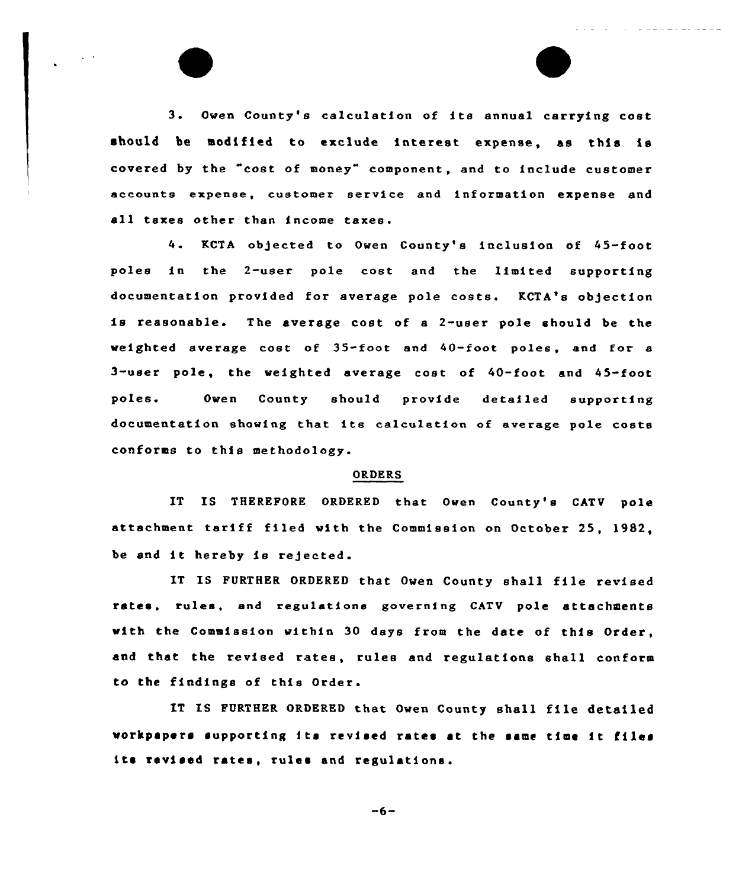3. Owen County's calculation of its annual carrying cost should be modified to exclude interest expense, as this is covered by the "cost of money" component, and to include customer accounts expense, customer service and information expense and all taxes other than income taxes.

4. KCTA objected to Owen County's inclusion of 45-foot poles in the 2-user pole cost and the limited supporting documentation provided for average pole costs. KCTA's objection is reasonable. The average cost of a 2-user pole should be the weighted average cost of 35-foot and 40-foot poles, and for a 3-user pole, the weighted average cost of 40-foot and 45-foot poles. Owen County should provide detailed supporting documentation showing that its calculation of average pole costs conforms to this methodology.

## ORDERS

IT IS THEREFORE ORDERED that Owen County's CATV pole attachment tariff filed with the Commission on October 25, 1982, be and it hereby is rejected.

IT IS FURTHER ORDERED that Owen County shall file revised rates, rules, and regulations governing CATV pole attachments with the Commission within 30 days from the date of this Order, and that the revised rates, rules and regulations shall conform to the findings of this Order.

IT IS FURTHER ORDERED that Owen County shall file detailed workpapers supporting its revised rates at the same time it files its revised rates, rules and regulations.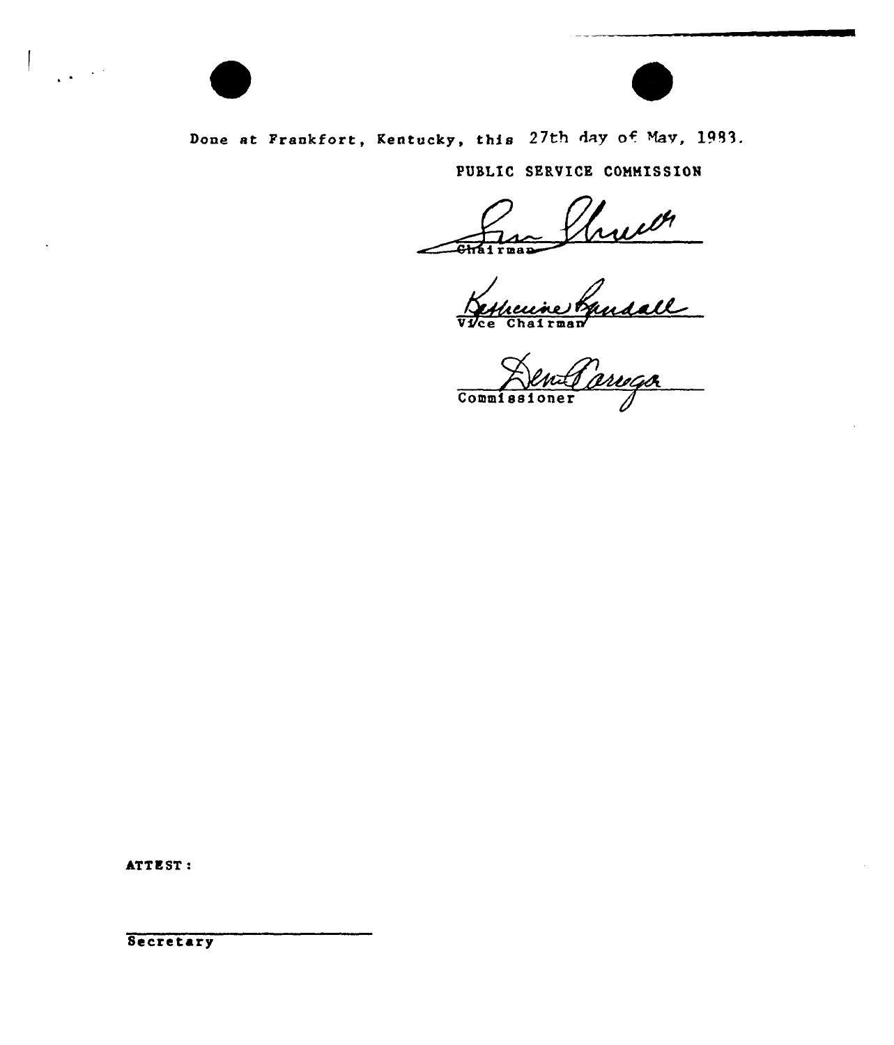Done at Frankfort, Kentucky, this 27th day of May, 1983.

PUBLIC SERVICE COMMISSION

Chairman

Vice Chairman

Commissioner

ATTEST:

Secretary